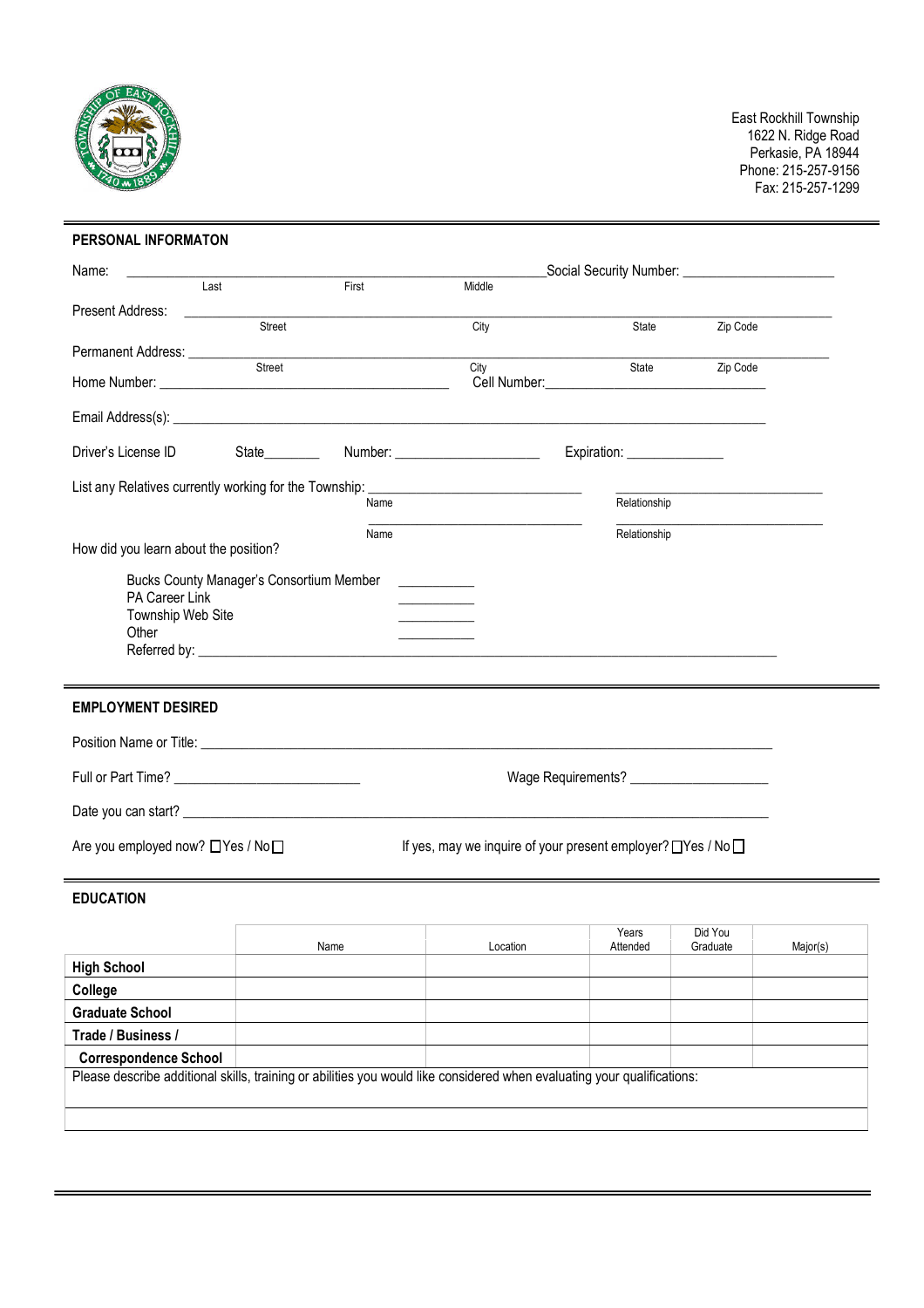East Rockhill Township
1622 N. Ridge Road
Perkasie, PA 18944
Phone: 215-257-9156
Fax: 215-257-1299

## PERSONAL INFORMATON

Name: ____________________________________________ Social Security Number: ____________________
Last First Middle

Present Address: ____________________________________________________________________
Street City State Zip Code

Permanent Address: __________________________________________________________________
Street City State Zip Code

Home Number: ______________________________ Cell Number: ______________________________

Email Address(s): ____________________________________________________________________

Driver's License ID State________ Number: ____________________ Expiration: _____________

List any Relatives currently working for the Township: ____________________ ____________________
Name Relationship

____________________ ____________________
Name Relationship

How did you learn about the position?

Bucks County Manager's Consortium Member __________
PA Career Link __________
Township Web Site __________
Other __________
Referred by: ____________________________________________________________________

## EMPLOYMENT DESIRED

Position Name or Title: ____________________________________________________________________

Full or Part Time? ________________________ Wage Requirements? ____________________

Date you can start? ____________________________________________________________________

Are you employed now? ☐Yes / No☐ If yes, may we inquire of your present employer? ☐Yes / No☐

## EDUCATION

| | Name | Location | Years Attended | Did You Graduate | Major(s) |
|---|---|---|---|---|---|
| **High School** | | | | | |
| **College** | | | | | |
| **Graduate School** | | | | | |
| **Trade / Business / Correspondence School** | | | | | |

Please describe additional skills, training or abilities you would like considered when evaluating your qualifications: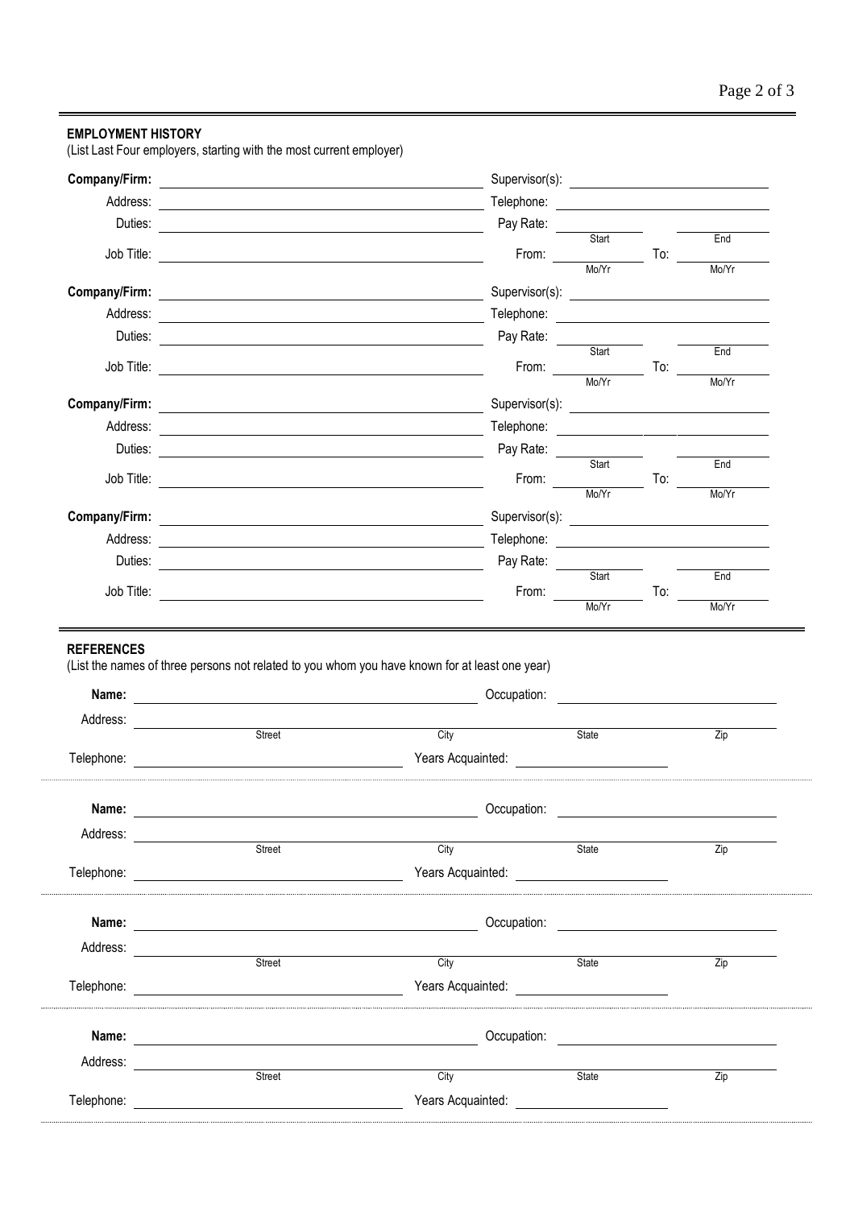## EMPLOYMENT HISTORY

(List Last Four employers, starting with the most current employer)

**Company/Firm:** ______________________ Supervisor(s): ______________________

Address: ______________________ Telephone: ______________________

Duties: ______________________ Pay Rate: ________ (Start) ________ (End)

Job Title: ______________________ From: ________ (Mo/Yr) To: ________ (Mo/Yr)

**Company/Firm:** ______________________ Supervisor(s): ______________________

Address: ______________________ Telephone: ______________________

Duties: ______________________ Pay Rate: ________ (Start) ________ (End)

Job Title: ______________________ From: ________ (Mo/Yr) To: ________ (Mo/Yr)

**Company/Firm:** ______________________ Supervisor(s): ______________________

Address: ______________________ Telephone: ______________________

Duties: ______________________ Pay Rate: ________ (Start) ________ (End)

Job Title: ______________________ From: ________ (Mo/Yr) To: ________ (Mo/Yr)

**Company/Firm:** ______________________ Supervisor(s): ______________________

Address: ______________________ Telephone: ______________________

Duties: ______________________ Pay Rate: ________ (Start) ________ (End)

Job Title: ______________________ From: ________ (Mo/Yr) To: ________ (Mo/Yr)

## REFERENCES

(List the names of three persons not related to you whom you have known for at least one year)

**Name:** ______________________ Occupation: ______________________

Address: ________ (Street) ________ (City) ________ (State) ________ (Zip)

Telephone: ______________________ Years Acquainted: ______________________

**Name:** ______________________ Occupation: ______________________

Address: ________ (Street) ________ (City) ________ (State) ________ (Zip)

Telephone: ______________________ Years Acquainted: ______________________

**Name:** ______________________ Occupation: ______________________

Address: ________ (Street) ________ (City) ________ (State) ________ (Zip)

Telephone: ______________________ Years Acquainted: ______________________

**Name:** ______________________ Occupation: ______________________

Address: ________ (Street) ________ (City) ________ (State) ________ (Zip)

Telephone: ______________________ Years Acquainted: ______________________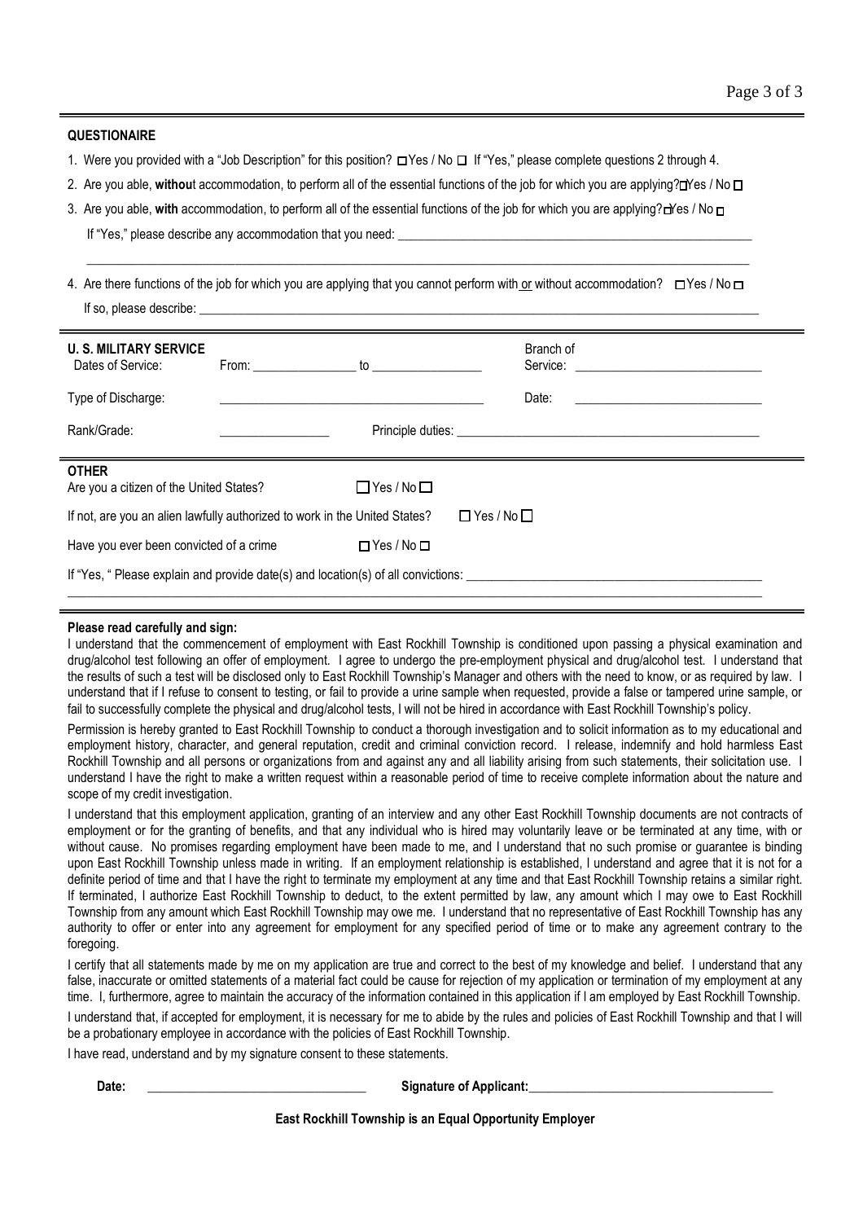## QUESTIONAIRE

1. Were you provided with a "Job Description" for this position? ☐ Yes / No ☐ If "Yes," please complete questions 2 through 4.
2. Are you able, **withou**t accommodation, to perform all of the essential functions of the job for which you are applying? ☐ Yes / No ☐
3. Are you able, **with** accommodation, to perform all of the essential functions of the job for which you are applying? ☐ Yes / No ☐

   If "Yes," please describe any accommodation that you need: ____________________________________________

   ________________________________________________________________________________________
4. Are there functions of the job for which you are applying that you cannot perform with or without accommodation? ☐ Yes / No ☐

   If so, please describe: ________________________________________________________________________

## U. S. MILITARY SERVICE

Dates of Service: From: ______________ to ______________ Branch of Service: ________________________

Type of Discharge: ________________________________ Date: ________________________

Rank/Grade: ______________ Principle duties: ________________________________________

## OTHER

Are you a citizen of the United States? ☐ Yes / No ☐

If not, are you an alien lawfully authorized to work in the United States? ☐ Yes / No ☐

Have you ever been convicted of a crime ☐ Yes / No ☐

If "Yes, " Please explain and provide date(s) and location(s) of all convictions: ________________________________

________________________________________________________________________________________

**Please read carefully and sign:**

I understand that the commencement of employment with East Rockhill Township is conditioned upon passing a physical examination and drug/alcohol test following an offer of employment. I agree to undergo the pre-employment physical and drug/alcohol test. I understand that the results of such a test will be disclosed only to East Rockhill Township's Manager and others with the need to know, or as required by law. I understand that if I refuse to consent to testing, or fail to provide a urine sample when requested, provide a false or tampered urine sample, or fail to successfully complete the physical and drug/alcohol tests, I will not be hired in accordance with East Rockhill Township's policy.

Permission is hereby granted to East Rockhill Township to conduct a thorough investigation and to solicit information as to my educational and employment history, character, and general reputation, credit and criminal conviction record. I release, indemnify and hold harmless East Rockhill Township and all persons or organizations from and against any and all liability arising from such statements, their solicitation use. I understand I have the right to make a written request within a reasonable period of time to receive complete information about the nature and scope of my credit investigation.

I understand that this employment application, granting of an interview and any other East Rockhill Township documents are not contracts of employment or for the granting of benefits, and that any individual who is hired may voluntarily leave or be terminated at any time, with or without cause. No promises regarding employment have been made to me, and I understand that no such promise or guarantee is binding upon East Rockhill Township unless made in writing. If an employment relationship is established, I understand and agree that it is not for a definite period of time and that I have the right to terminate my employment at any time and that East Rockhill Township retains a similar right. If terminated, I authorize East Rockhill Township to deduct, to the extent permitted by law, any amount which I may owe to East Rockhill Township from any amount which East Rockhill Township may owe me. I understand that no representative of East Rockhill Township has any authority to offer or enter into any agreement for employment for any specified period of time or to make any agreement contrary to the foregoing.

I certify that all statements made by me on my application are true and correct to the best of my knowledge and belief. I understand that any false, inaccurate or omitted statements of a material fact could be cause for rejection of my application or termination of my employment at any time. I, furthermore, agree to maintain the accuracy of the information contained in this application if I am employed by East Rockhill Township.

I understand that, if accepted for employment, it is necessary for me to abide by the rules and policies of East Rockhill Township and that I will be a probationary employee in accordance with the policies of East Rockhill Township.

I have read, understand and by my signature consent to these statements.

**Date:** ____________________________ **Signature of Applicant:** ________________________________

**East Rockhill Township is an Equal Opportunity Employer**